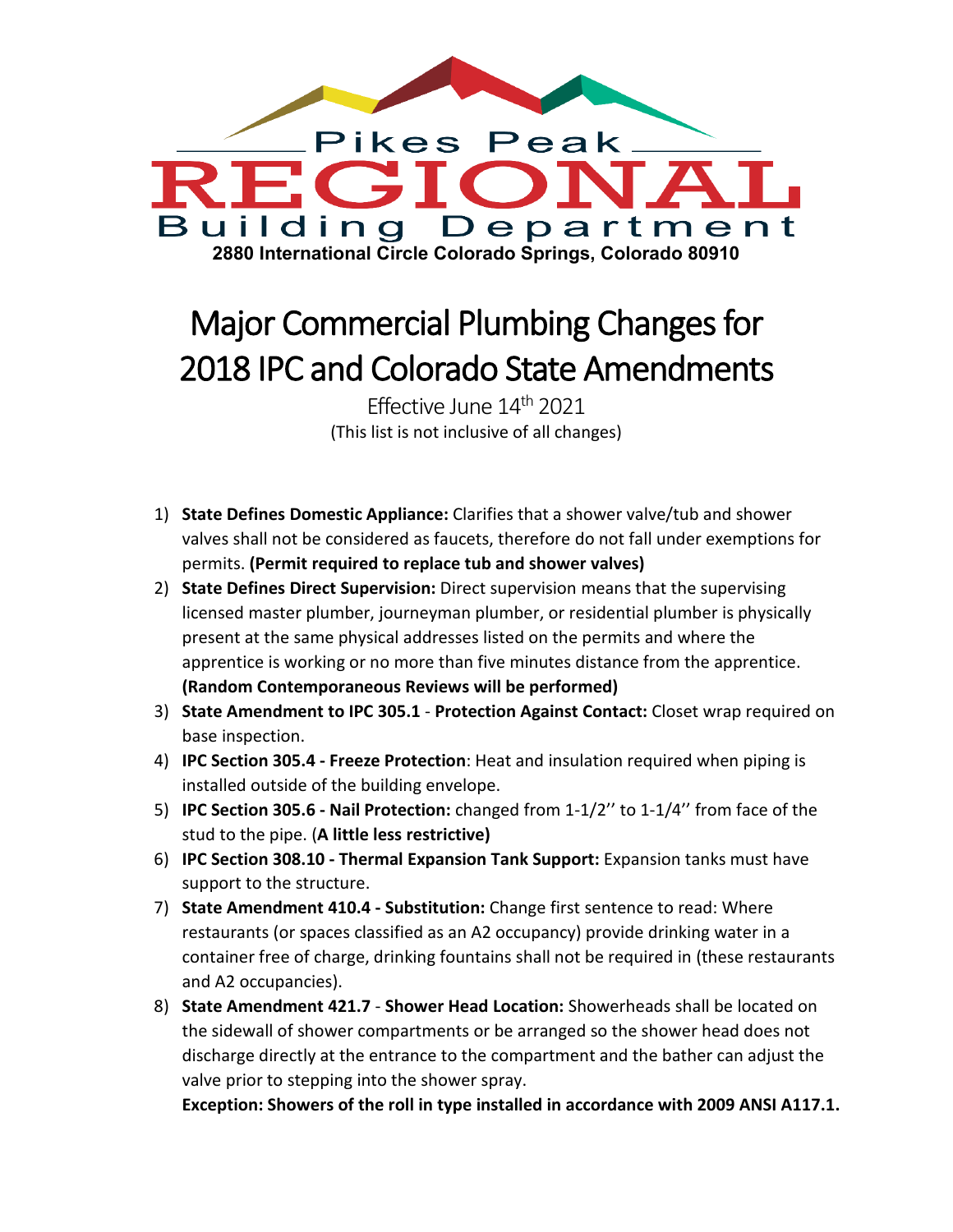Pikes Peak

# REGIONAL

Building Department

**2880 International Circle Colorado Springs, Colorado 80910**

# Major Commercial Plumbing Changes for 2018 IPC and Colorado State Amendments

Effective June 14th 2021

(This list is not inclusive of all changes)

1) **State Defines Domestic Appliance:** Clarifies that a shower valve/tub and shower valves shall not be considered as faucets, therefore do not fall under exemptions for permits. **(Permit required to replace tub and shower valves)**
2) **State Defines Direct Supervision:** Direct supervision means that the supervising licensed master plumber, journeyman plumber, or residential plumber is physically present at the same physical addresses listed on the permits and where the apprentice is working or no more than five minutes distance from the apprentice. **(Random Contemporaneous Reviews will be performed)**
3) **State Amendment to IPC 305.1** - **Protection Against Contact:** Closet wrap required on base inspection.
4) **IPC Section 305.4 - Freeze Protection**: Heat and insulation required when piping is installed outside of the building envelope.
5) **IPC Section 305.6 - Nail Protection:** changed from 1-1/2'' to 1-1/4'' from face of the stud to the pipe. (**A little less restrictive)**
6) **IPC Section 308.10 - Thermal Expansion Tank Support:** Expansion tanks must have support to the structure.
7) **State Amendment 410.4 - Substitution:** Change first sentence to read: Where restaurants (or spaces classified as an A2 occupancy) provide drinking water in a container free of charge, drinking fountains shall not be required in (these restaurants and A2 occupancies).
8) **State Amendment 421.7** - **Shower Head Location:** Showerheads shall be located on the sidewall of shower compartments or be arranged so the shower head does not discharge directly at the entrance to the compartment and the bather can adjust the valve prior to stepping into the shower spray.

   **Exception: Showers of the roll in type installed in accordance with 2009 ANSI A117.1.**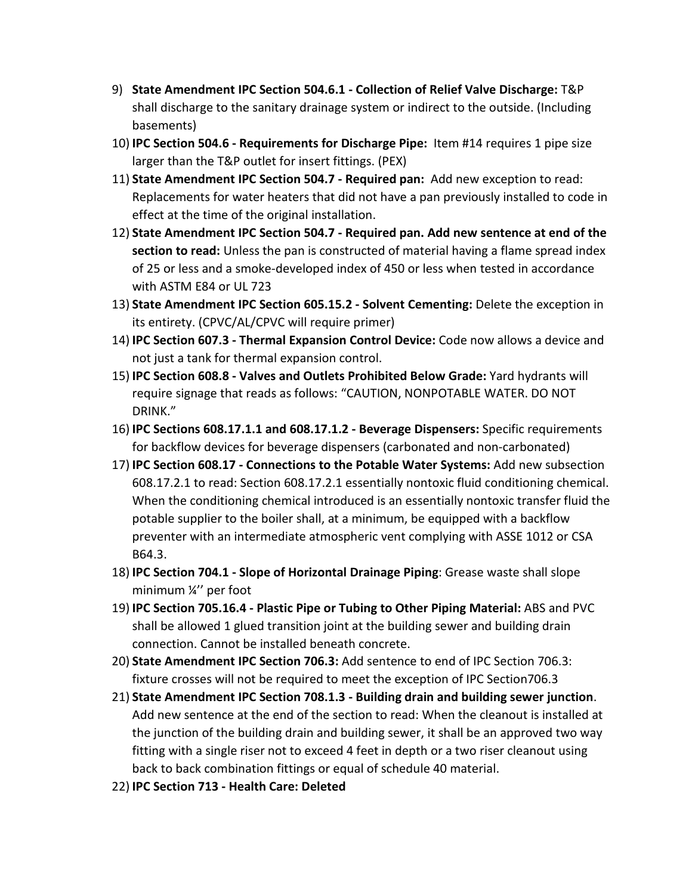9) **State Amendment IPC Section 504.6.1 - Collection of Relief Valve Discharge:** T&P shall discharge to the sanitary drainage system or indirect to the outside. (Including basements)
10) **IPC Section 504.6 - Requirements for Discharge Pipe:** Item #14 requires 1 pipe size larger than the T&P outlet for insert fittings. (PEX)
11) **State Amendment IPC Section 504.7 - Required pan:** Add new exception to read: Replacements for water heaters that did not have a pan previously installed to code in effect at the time of the original installation.
12) **State Amendment IPC Section 504.7 - Required pan. Add new sentence at end of the section to read:** Unless the pan is constructed of material having a flame spread index of 25 or less and a smoke-developed index of 450 or less when tested in accordance with ASTM E84 or UL 723
13) **State Amendment IPC Section 605.15.2 - Solvent Cementing:** Delete the exception in its entirety. (CPVC/AL/CPVC will require primer)
14) **IPC Section 607.3 - Thermal Expansion Control Device:** Code now allows a device and not just a tank for thermal expansion control.
15) **IPC Section 608.8 - Valves and Outlets Prohibited Below Grade:** Yard hydrants will require signage that reads as follows: "CAUTION, NONPOTABLE WATER. DO NOT DRINK."
16) **IPC Sections 608.17.1.1 and 608.17.1.2 - Beverage Dispensers:** Specific requirements for backflow devices for beverage dispensers (carbonated and non-carbonated)
17) **IPC Section 608.17 - Connections to the Potable Water Systems:** Add new subsection 608.17.2.1 to read: Section 608.17.2.1 essentially nontoxic fluid conditioning chemical. When the conditioning chemical introduced is an essentially nontoxic transfer fluid the potable supplier to the boiler shall, at a minimum, be equipped with a backflow preventer with an intermediate atmospheric vent complying with ASSE 1012 or CSA B64.3.
18) **IPC Section 704.1 - Slope of Horizontal Drainage Piping**: Grease waste shall slope minimum ¼'' per foot
19) **IPC Section 705.16.4 - Plastic Pipe or Tubing to Other Piping Material:** ABS and PVC shall be allowed 1 glued transition joint at the building sewer and building drain connection. Cannot be installed beneath concrete.
20) **State Amendment IPC Section 706.3:** Add sentence to end of IPC Section 706.3: fixture crosses will not be required to meet the exception of IPC Section706.3
21) **State Amendment IPC Section 708.1.3 - Building drain and building sewer junction**. Add new sentence at the end of the section to read: When the cleanout is installed at the junction of the building drain and building sewer, it shall be an approved two way fitting with a single riser not to exceed 4 feet in depth or a two riser cleanout using back to back combination fittings or equal of schedule 40 material.
22) **IPC Section 713 - Health Care: Deleted**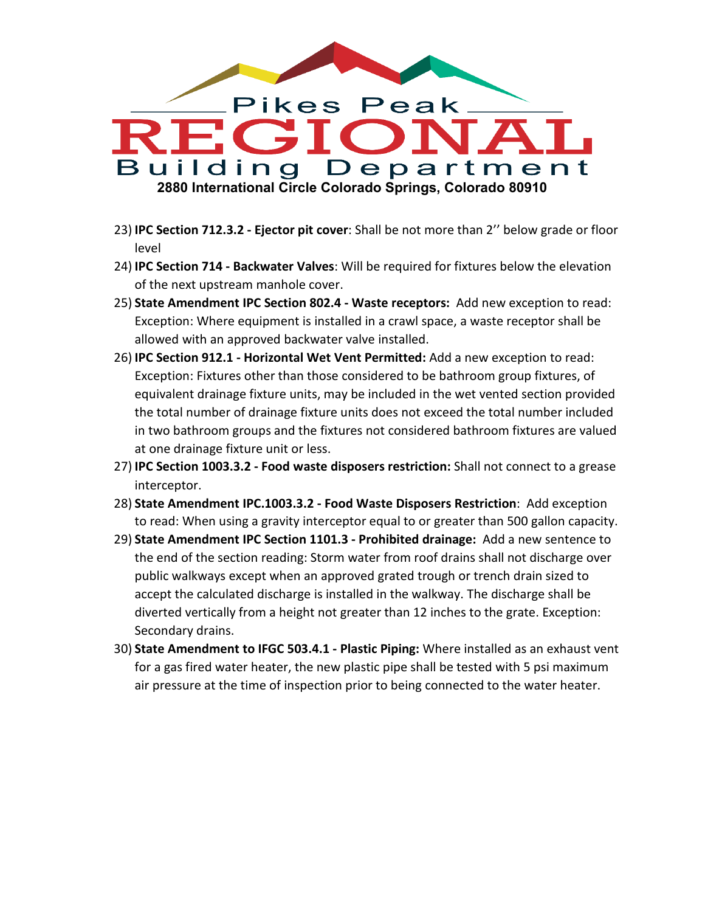Pikes Peak
REGIONAL
Building Department
**2880 International Circle Colorado Springs, Colorado 80910**

23) **IPC Section 712.3.2 - Ejector pit cover**: Shall be not more than 2'' below grade or floor level
24) **IPC Section 714 - Backwater Valves**: Will be required for fixtures below the elevation of the next upstream manhole cover.
25) **State Amendment IPC Section 802.4 - Waste receptors:** Add new exception to read: Exception: Where equipment is installed in a crawl space, a waste receptor shall be allowed with an approved backwater valve installed.
26) **IPC Section 912.1 - Horizontal Wet Vent Permitted:** Add a new exception to read: Exception: Fixtures other than those considered to be bathroom group fixtures, of equivalent drainage fixture units, may be included in the wet vented section provided the total number of drainage fixture units does not exceed the total number included in two bathroom groups and the fixtures not considered bathroom fixtures are valued at one drainage fixture unit or less.
27) **IPC Section 1003.3.2 - Food waste disposers restriction:** Shall not connect to a grease interceptor.
28) **State Amendment IPC.1003.3.2 - Food Waste Disposers Restriction**: Add exception to read: When using a gravity interceptor equal to or greater than 500 gallon capacity.
29) **State Amendment IPC Section 1101.3 - Prohibited drainage:** Add a new sentence to the end of the section reading: Storm water from roof drains shall not discharge over public walkways except when an approved grated trough or trench drain sized to accept the calculated discharge is installed in the walkway. The discharge shall be diverted vertically from a height not greater than 12 inches to the grate. Exception: Secondary drains.
30) **State Amendment to IFGC 503.4.1 - Plastic Piping:** Where installed as an exhaust vent for a gas fired water heater, the new plastic pipe shall be tested with 5 psi maximum air pressure at the time of inspection prior to being connected to the water heater.